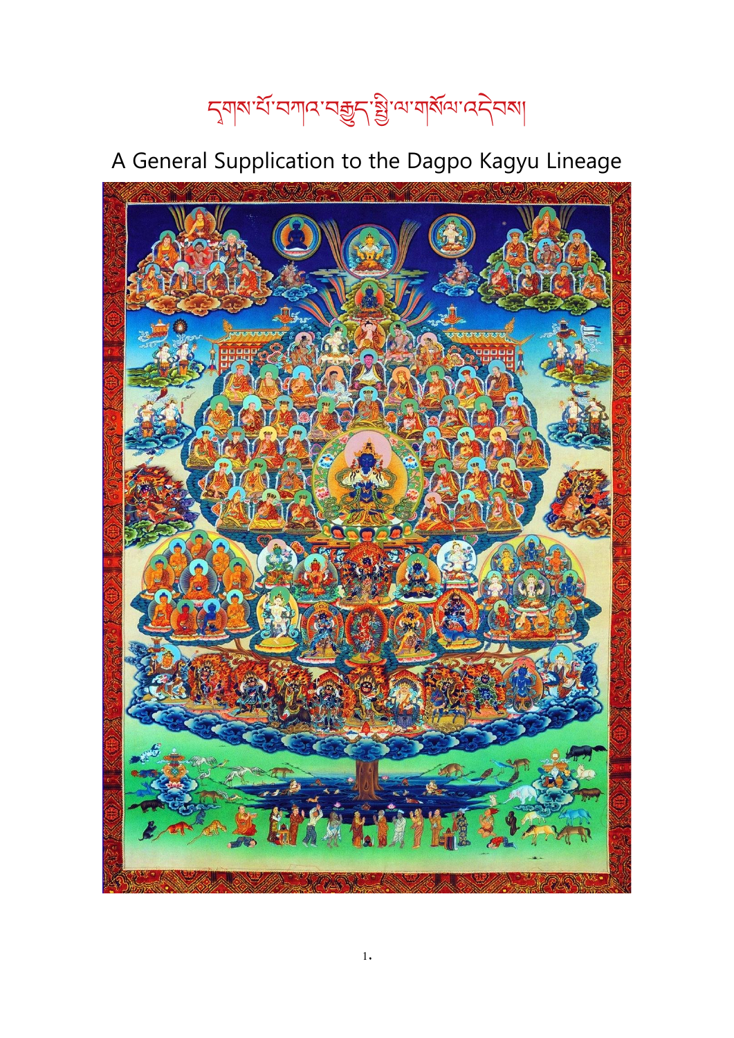# དྭགས་པོ་བཀའ་བརྒྱུད་སྤྱི་ལ་གསོལ་འདེབས།

## A General Supplication to the Dagpo Kagyu Lineage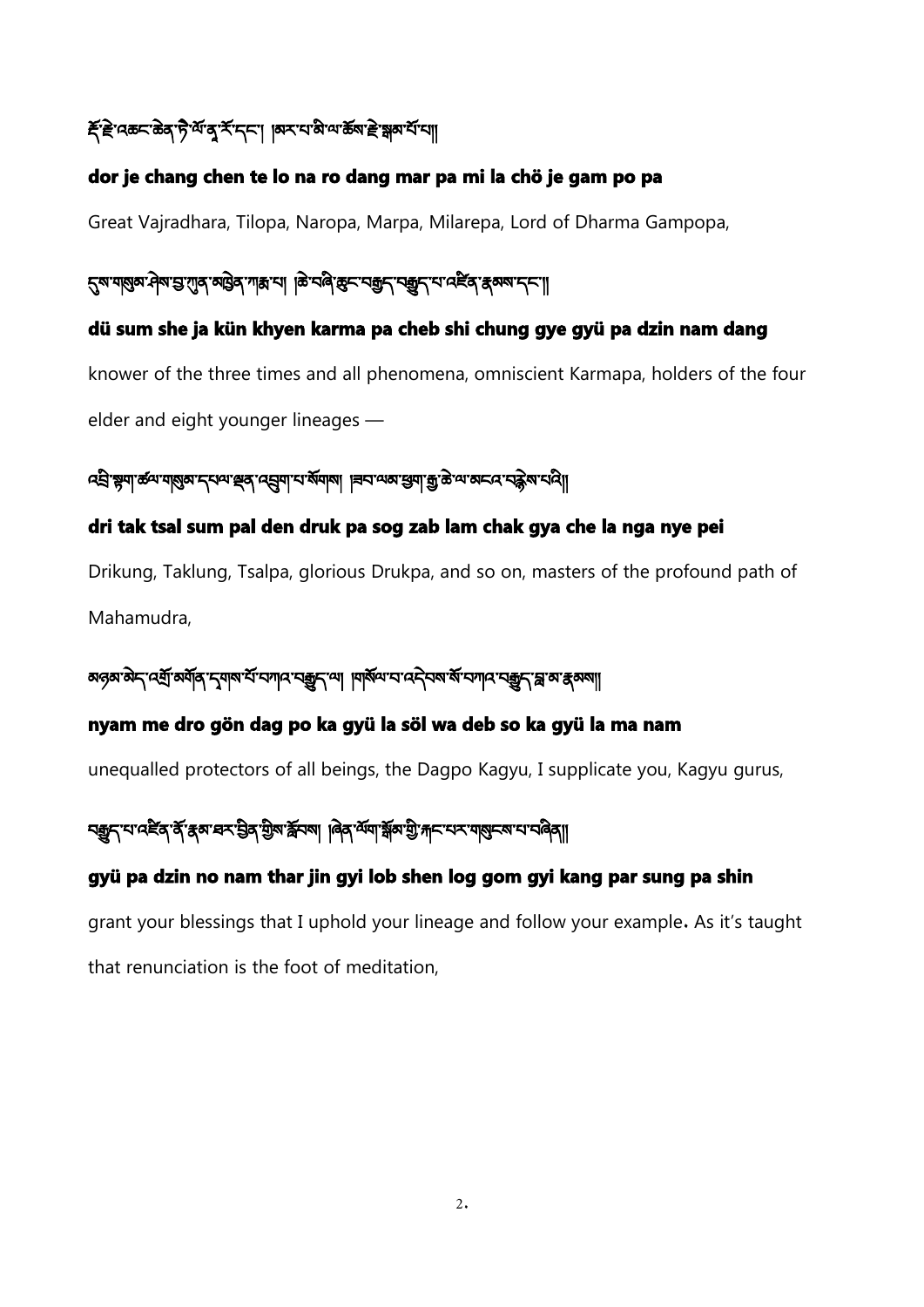རྡོ་རྗེ་འཆང་ཆེན་ཏཻ་ལོ་ནཱ་རོ་དང་། །མར་པ་མི་ལ་ཆོས་རྗེ་སྒམ་པོ་པ།།

**dor je chang chen te lo na ro dang mar pa mi la chö je gam po pa**

Great Vajradhara, Tilopa, Naropa, Marpa, Milarepa, Lord of Dharma Gampopa,

དུས་གསུམ་ཤེས་བྱ་ཀུན་མཁྱེན་ཀརྨ་པ། །ཆེ་བཞི་ཆུང་བརྒྱད་བརྒྱུད་པ་འཛིན་རྣམས་དང་།།

**dü sum she ja kün khyen karma pa cheb shi chung gye gyü pa dzin nam dang**

knower of the three times and all phenomena, omniscient Karmapa, holders of the four elder and eight younger lineages —

འབྲི་སྟག་ཚལ་གསུམ་དཔལ་ལྡན་འབྲུག་པ་སོགས། །ཟབ་ལམ་ཕྱག་རྒྱ་ཆེ་ལ་མངའ་བརྙེས་པའི།།

**dri tak tsal sum pal den druk pa sog zab lam chak gya che la nga nye pei**

Drikung, Taklung, Tsalpa, glorious Drukpa, and so on, masters of the profound path of Mahamudra,

མཉམ་མེད་འགྲོ་མགོན་དྭགས་པོ་བཀའ་བརྒྱུད་ལ། །གསོལ་བ་འདེབས་སོ་བཀའ་བརྒྱུད་བླ་མ་རྣམས།།

**nyam me dro gön dag po ka gyü la söl wa deb so ka gyü la ma nam**

unequalled protectors of all beings, the Dagpo Kagyu, I supplicate you, Kagyu gurus,

བརྒྱུད་པ་འཛིན་ནོ་རྣམ་ཐར་བྱིན་གྱིས་རློབས། །ཞེན་ལོག་སྒོམ་གྱི་རྐང་པར་གསུངས་པ་བཞིན།།

**gyü pa dzin no nam thar jin gyi lob shen log gom gyi kang par sung pa shin**

grant your blessings that I uphold your lineage and follow your example. As it's taught that renunciation is the foot of meditation,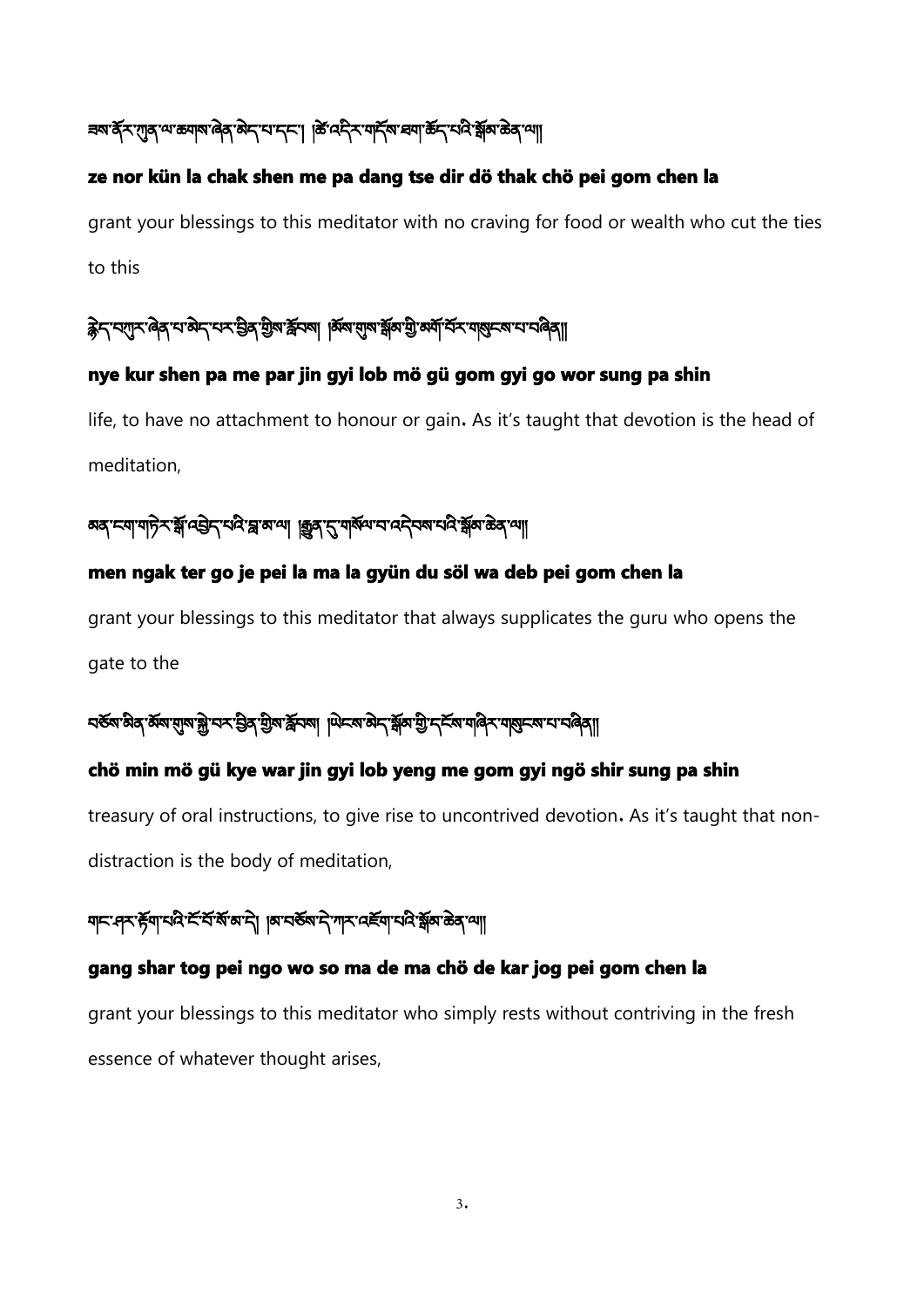ཟས་ནོར་ཀུན་ལ་ཆགས་ཞེན་མེད་པ་དང་། །ཚེ་འདིར་གདོས་ཐག་ཆོད་པའི་སྒོམ་ཆེན་ལ།།

**ze nor kün la chak shen me pa dang tse dir dö thak chö pei gom chen la**

grant your blessings to this meditator with no craving for food or wealth who cut the ties to this

སྙེད་བཀུར་ཞེན་པ་མེད་པར་བྱིན་གྱིས་རློབས། །མོས་གུས་སྒོམ་གྱི་མགོ་བོར་གསུངས་པ་བཞིན།།

**nye kur shen pa me par jin gyi lob mö gü gom gyi go wor sung pa shin**

life, to have no attachment to honour or gain. As it's taught that devotion is the head of meditation,

མན་ངག་གཏེར་སྒོ་འབྱེད་པའི་བླ་མ་ལ། །རྒྱུན་དུ་གསོལ་བ་འདེབས་པའི་སྒོམ་ཆེན་ལ།།

**men ngak ter go je pei la ma la gyün du söl wa deb pei gom chen la**

grant your blessings to this meditator that always supplicates the guru who opens the gate to the

བཅོས་མིན་མོས་གུས་སྐྱེ་བར་བྱིན་གྱིས་རློབས། །ཡེངས་མེད་སྒོམ་གྱི་དངོས་གཞིར་གསུངས་པ་བཞིན།།

**chö min mö gü kye war jin gyi lob yeng me gom gyi ngö shir sung pa shin**

treasury of oral instructions, to give rise to uncontrived devotion. As it's taught that non-distraction is the body of meditation,

གང་ཤར་རྟོག་པའི་ངོ་བོ་སོ་མ་དེ། །མ་བཅོས་དེ་ཀར་འཇོག་པའི་སྒོམ་ཆེན་ལ།།

**gang shar tog pei ngo wo so ma de ma chö de kar jog pei gom chen la**

grant your blessings to this meditator who simply rests without contriving in the fresh essence of whatever thought arises,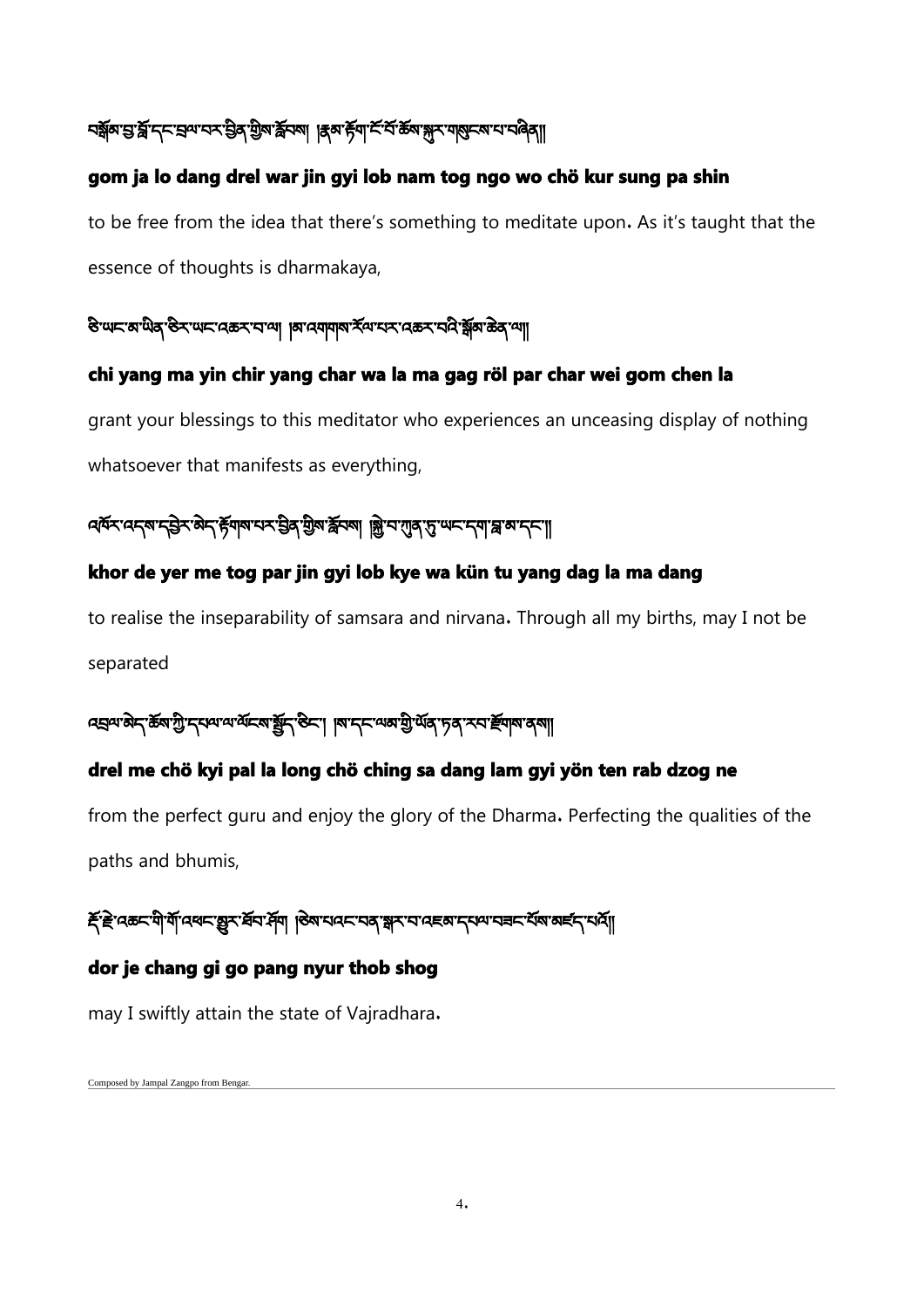བསྒོམ་བྱ་བློ་དང་བྲལ་བར་བྱིན་གྱིས་རློབས། །རྣམ་རྟོག་ངོ་བོ་ཆོས་སྐུར་གསུངས་པ་བཞིན།།

**gom ja lo dang drel war jin gyi lob nam tog ngo wo chö kur sung pa shin**

to be free from the idea that there's something to meditate upon. As it's taught that the essence of thoughts is dharmakaya,

ཅི་ཡང་མ་ཡིན་ཅིར་ཡང་འཆར་བ་ལ། །མ་འགགས་རོལ་པར་འཆར་བའི་སྒོམ་ཆེན་ལ།།

**chi yang ma yin chir yang char wa la ma gag röl par char wei gom chen la**

grant your blessings to this meditator who experiences an unceasing display of nothing whatsoever that manifests as everything,

འཁོར་འདས་དབྱེར་མེད་རྟོགས་པར་བྱིན་གྱིས་རློབས། །སྐྱེ་བ་ཀུན་ཏུ་ཡང་དག་བླ་མ་དང་།།

**khor de yer me tog par jin gyi lob kye wa kün tu yang dag la ma dang**

to realise the inseparability of samsara and nirvana. Through all my births, may I not be separated

འབྲལ་མེད་ཆོས་ཀྱི་དཔལ་ལ་ལོངས་སྤྱོད་ཅིང་། །ས་དང་ལམ་གྱི་ཡོན་ཏན་རབ་རྫོགས་ནས།།

**drel me chö kyi pal la long chö ching sa dang lam gyi yön ten rab dzog ne**

from the perfect guru and enjoy the glory of the Dharma. Perfecting the qualities of the paths and bhumis,

རྡོ་རྗེ་འཆང་གི་གོ་འཕང་མྱུར་ཐོབ་ཤོག །ཅེས་པའང་བན་སྐར་བ་འཇམ་དཔལ་བཟང་པོས་མཛད་པའོ།།

**dor je chang gi go pang nyur thob shog**

may I swiftly attain the state of Vajradhara.

Composed by Jampal Zangpo from Bengar.